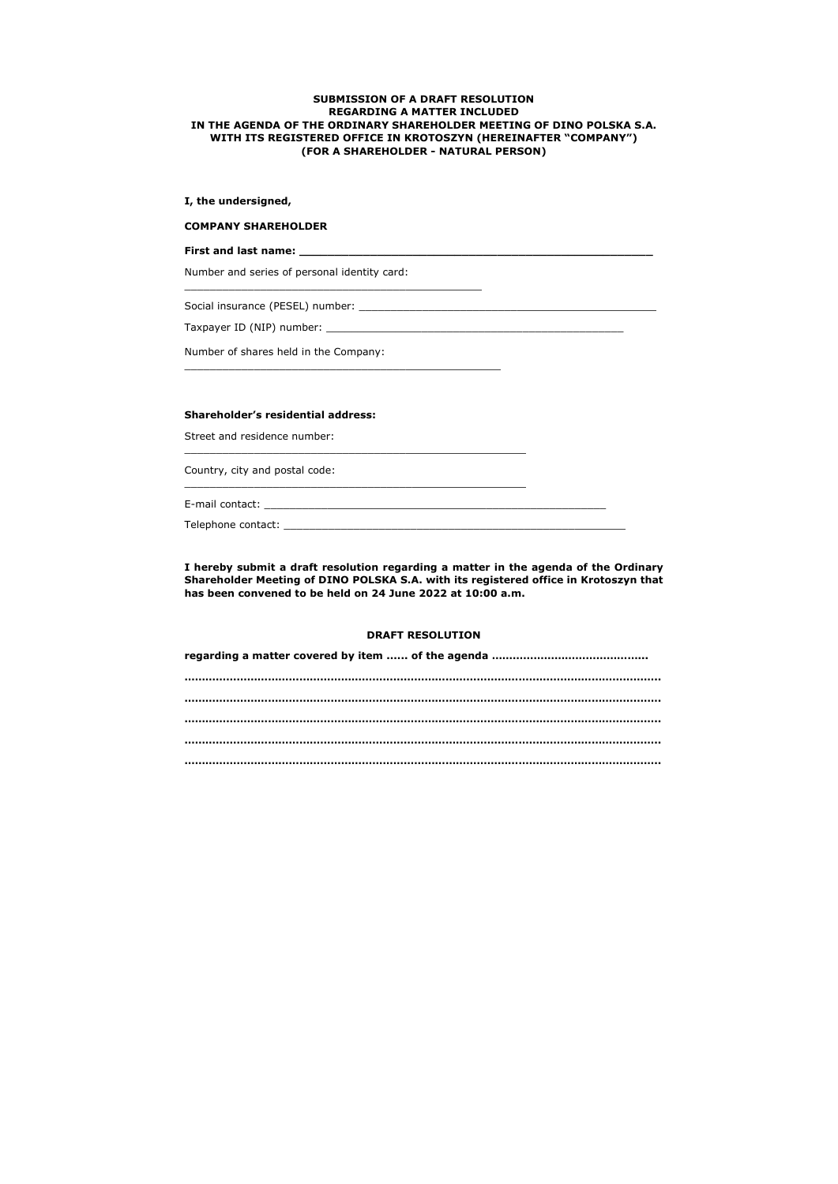**SUBMISSION OF A DRAFT RESOLUTION**
**REGARDING A MATTER INCLUDED**
**IN THE AGENDA OF THE ORDINARY SHAREHOLDER MEETING OF DINO POLSKA S.A.**
**WITH ITS REGISTERED OFFICE IN KROTOSZYN (HEREINAFTER "COMPANY")**
**(FOR A SHAREHOLDER - NATURAL PERSON)**

**I, the undersigned,**

**COMPANY SHAREHOLDER**

**First and last name: ____________________________________________________**

Number and series of personal identity card: ____________________________________________

Social insurance (PESEL) number: _______________________________________________

Taxpayer ID (NIP) number: _______________________________________________

Number of shares held in the Company: ____________________________________________

**Shareholder's residential address:**

Street and residence number: ____________________________________________

Country, city and postal code: ____________________________________________

E-mail contact: ____________________________________________________

Telephone contact: ____________________________________________________

**I hereby submit a draft resolution regarding a matter in the agenda of the Ordinary Shareholder Meeting of DINO POLSKA S.A. with its registered office in Krotoszyn that has been convened to be held on 24 June 2022 at 10:00 a.m.**

**DRAFT RESOLUTION**

**regarding a matter covered by item ...... of the agenda ...........................................**

**...................................................................................................................................**

**...................................................................................................................................**

**...................................................................................................................................**

**...................................................................................................................................**

**...................................................................................................................................**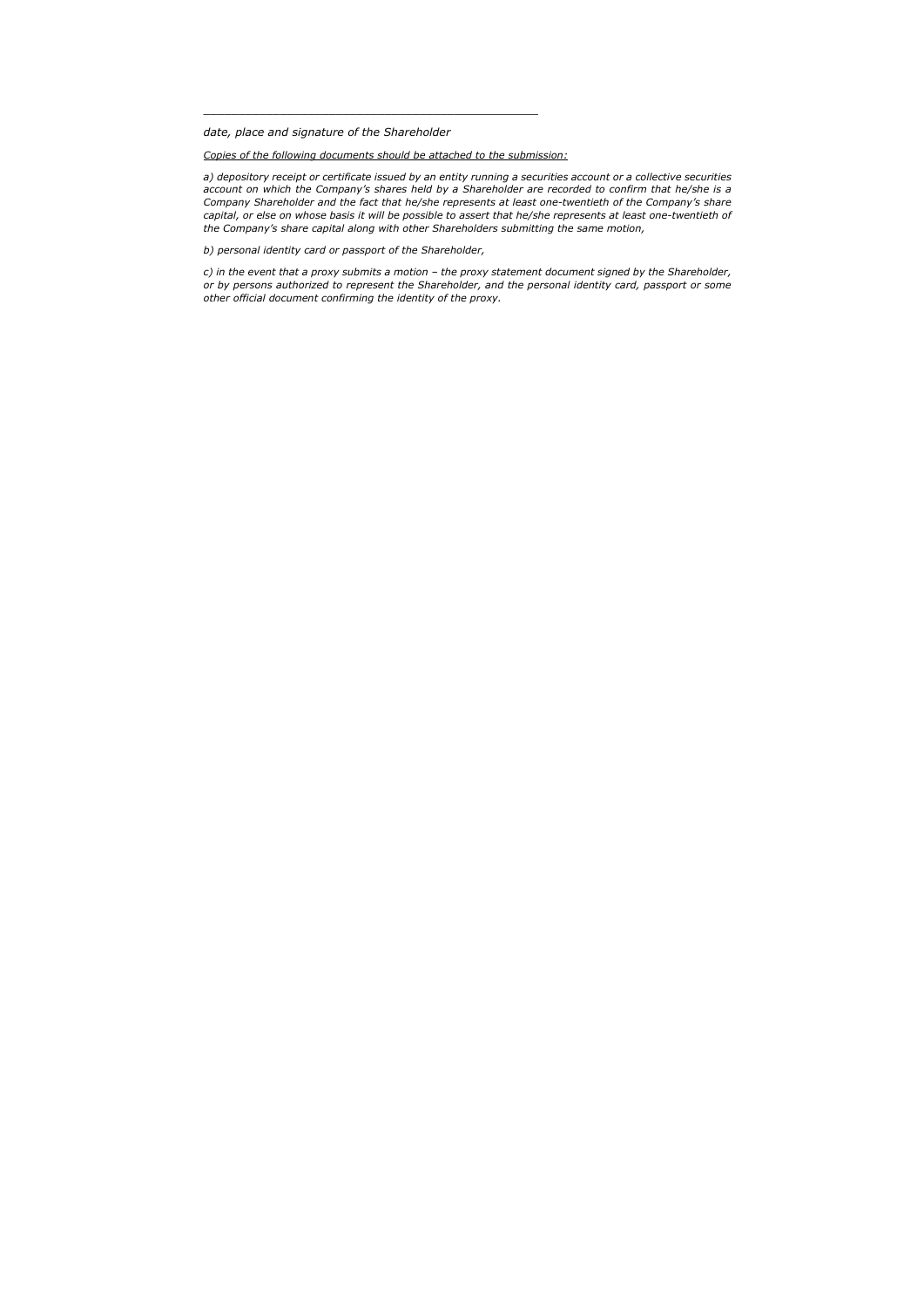\_\_\_\_\_\_\_\_\_\_\_\_\_\_\_\_\_\_\_\_\_\_\_\_\_\_\_\_\_\_\_\_\_\_\_\_\_\_\_\_\_\_\_\_\_\_\_\_

*date, place and signature of the Shareholder*

*<u>Copies of the following documents should be attached to the submission:</u>*

*a) depository receipt or certificate issued by an entity running a securities account or a collective securities account on which the Company's shares held by a Shareholder are recorded to confirm that he/she is a Company Shareholder and the fact that he/she represents at least one-twentieth of the Company's share capital, or else on whose basis it will be possible to assert that he/she represents at least one-twentieth of the Company's share capital along with other Shareholders submitting the same motion,*

*b) personal identity card or passport of the Shareholder,*

*c) in the event that a proxy submits a motion – the proxy statement document signed by the Shareholder, or by persons authorized to represent the Shareholder, and the personal identity card, passport or some other official document confirming the identity of the proxy.*